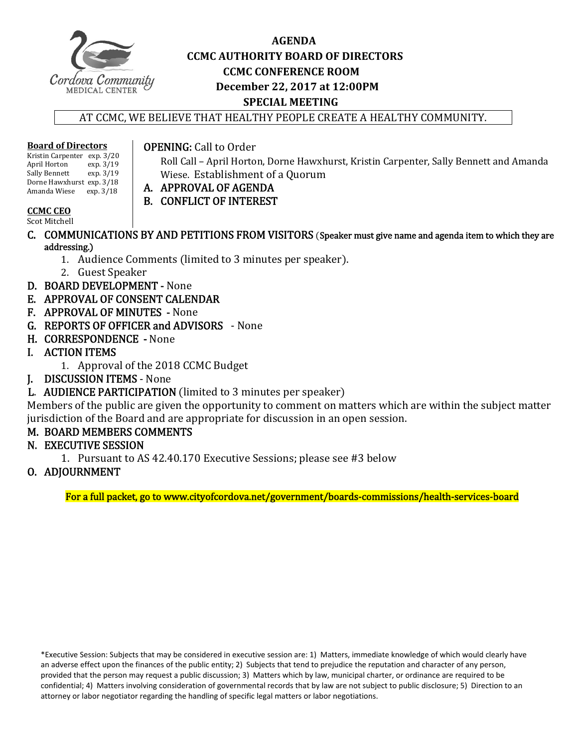# AGENDA
## CCMC AUTHORITY BOARD OF DIRECTORS
## CCMC CONFERENCE ROOM
## December 22, 2017 at 12:00PM
## SPECIAL MEETING

AT CCMC, WE BELIEVE THAT HEALTHY PEOPLE CREATE A HEALTHY COMMUNITY.

**Board of Directors**
Kristin Carpenter exp. 3/20
April Horton exp. 3/19
Sally Bennett exp. 3/19
Dorne Hawxhurst exp. 3/18
Amanda Wiese exp. 3/18

**CCMC CEO**
Scot Mitchell

**OPENING:** Call to Order
Roll Call – April Horton, Dorne Hawxhurst, Kristin Carpenter, Sally Bennett and Amanda Wiese. Establishment of a Quorum

A. APPROVAL OF AGENDA
B. CONFLICT OF INTEREST
C. COMMUNICATIONS BY AND PETITIONS FROM VISITORS (Speaker must give name and agenda item to which they are addressing.)
   1. Audience Comments (limited to 3 minutes per speaker).
   2. Guest Speaker
D. BOARD DEVELOPMENT - None
E. APPROVAL OF CONSENT CALENDAR
F. APPROVAL OF MINUTES - None
G. REPORTS OF OFFICER and ADVISORS - None
H. CORRESPONDENCE - None
I. ACTION ITEMS
   1. Approval of the 2018 CCMC Budget
J. DISCUSSION ITEMS - None
L. AUDIENCE PARTICIPATION (limited to 3 minutes per speaker)

Members of the public are given the opportunity to comment on matters which are within the subject matter jurisdiction of the Board and are appropriate for discussion in an open session.

M. BOARD MEMBERS COMMENTS
N. EXECUTIVE SESSION
   1. Pursuant to AS 42.40.170 Executive Sessions; please see #3 below
O. ADJOURNMENT

**For a full packet, go to www.cityofcordova.net/government/boards-commissions/health-services-board**

*Executive Session: Subjects that may be considered in executive session are: 1) Matters, immediate knowledge of which would clearly have an adverse effect upon the finances of the public entity; 2) Subjects that tend to prejudice the reputation and character of any person, provided that the person may request a public discussion; 3) Matters which by law, municipal charter, or ordinance are required to be confidential; 4) Matters involving consideration of governmental records that by law are not subject to public disclosure; 5) Direction to an attorney or labor negotiator regarding the handling of specific legal matters or labor negotiations.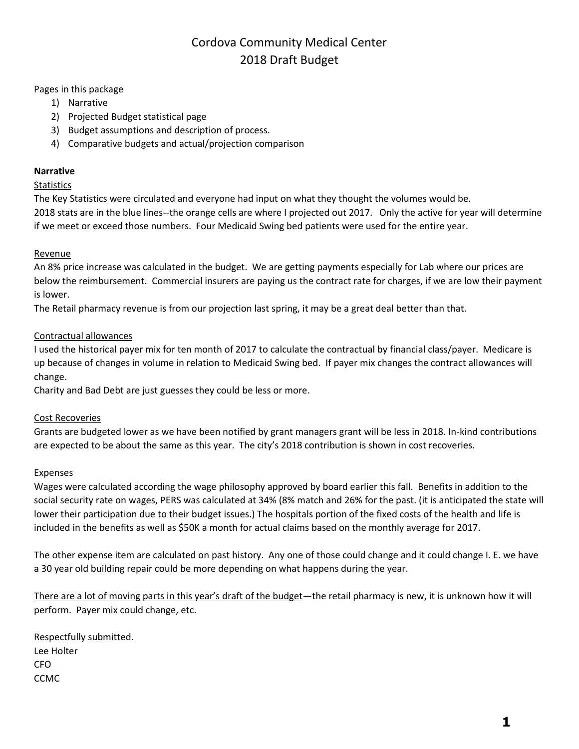# Cordova Community Medical Center
# 2018 Draft Budget

Pages in this package

1) Narrative
2) Projected Budget statistical page
3) Budget assumptions and description of process.
4) Comparative budgets and actual/projection comparison

**Narrative**

Statistics

The Key Statistics were circulated and everyone had input on what they thought the volumes would be.
2018 stats are in the blue lines--the orange cells are where I projected out 2017. Only the active for year will determine if we meet or exceed those numbers. Four Medicaid Swing bed patients were used for the entire year.

Revenue

An 8% price increase was calculated in the budget. We are getting payments especially for Lab where our prices are below the reimbursement. Commercial insurers are paying us the contract rate for charges, if we are low their payment is lower.
The Retail pharmacy revenue is from our projection last spring, it may be a great deal better than that.

Contractual allowances

I used the historical payer mix for ten month of 2017 to calculate the contractual by financial class/payer. Medicare is up because of changes in volume in relation to Medicaid Swing bed. If payer mix changes the contract allowances will change.
Charity and Bad Debt are just guesses they could be less or more.

Cost Recoveries

Grants are budgeted lower as we have been notified by grant managers grant will be less in 2018. In-kind contributions are expected to be about the same as this year. The city's 2018 contribution is shown in cost recoveries.

Expenses

Wages were calculated according the wage philosophy approved by board earlier this fall. Benefits in addition to the social security rate on wages, PERS was calculated at 34% (8% match and 26% for the past. (it is anticipated the state will lower their participation due to their budget issues.) The hospitals portion of the fixed costs of the health and life is included in the benefits as well as $50K a month for actual claims based on the monthly average for 2017.

The other expense item are calculated on past history. Any one of those could change and it could change I. E. we have a 30 year old building repair could be more depending on what happens during the year.

There are a lot of moving parts in this year's draft of the budget—the retail pharmacy is new, it is unknown how it will perform. Payer mix could change, etc.

Respectfully submitted.
Lee Holter
CFO
CCMC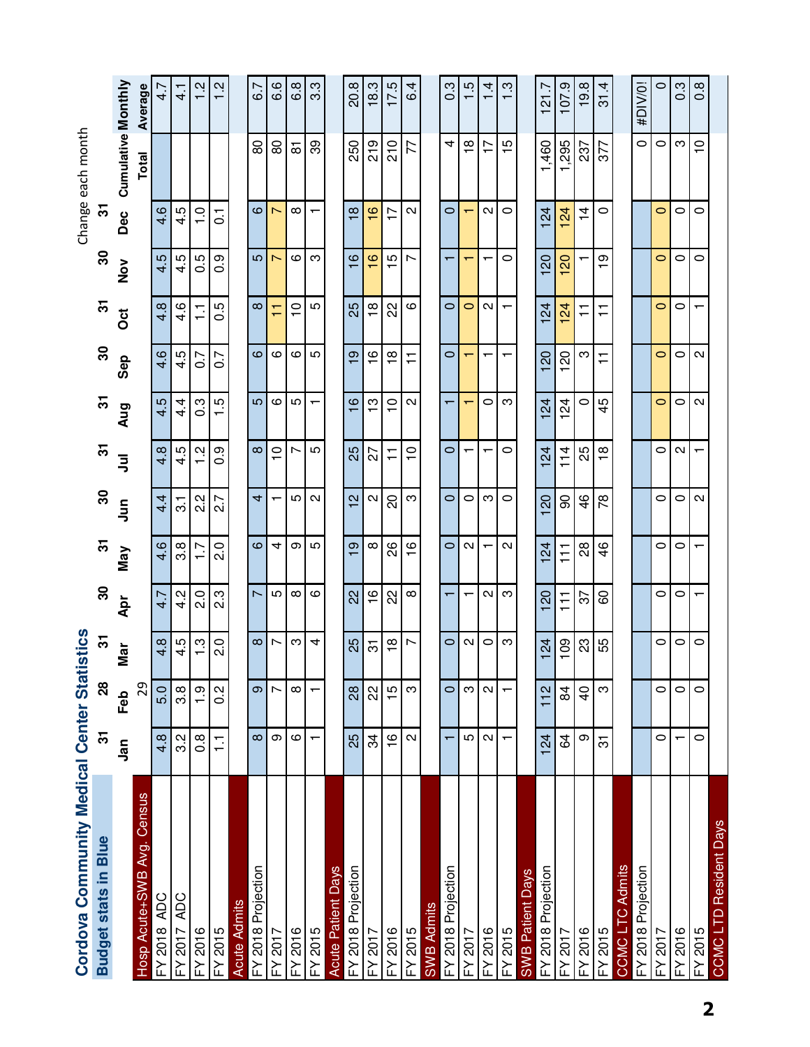# Cordova Community Medical Center Statistics

**Budget stats in Blue**

Change each month

| | 31 | 28 / 29 | 31 | 30 | 31 | 30 | 31 | 31 | 30 | 31 | 30 | 31 | | |
|---|---|---|---|---|---|---|---|---|---|---|---|---|---|---|
| | Jan | Feb | Mar | Apr | May | Jun | Jul | Aug | Sep | Oct | Nov | Dec | Cumulative Total | Monthly Average |
| **Hosp Acute+SWB Avg. Census** | | | | | | | | | | | | | | |
| FY 2018 ADC | 4.8 | 5.0 | 4.8 | 4.7 | 4.6 | 4.4 | 4.8 | 4.5 | 4.6 | 4.8 | 4.5 | 4.6 | | 4.7 |
| FY 2017 ADC | 3.2 | 3.8 | 4.5 | 4.2 | 3.8 | 3.1 | 4.5 | 4.4 | 4.5 | 4.6 | 4.5 | 4.5 | | 4.1 |
| FY 2016 | 0.8 | 1.9 | 1.3 | 2.0 | 1.7 | 2.2 | 1.2 | 0.3 | 0.7 | 1.1 | 0.5 | 1.0 | | 1.2 |
| FY 2015 | 1.1 | 0.2 | 2.0 | 2.3 | 2.0 | 2.7 | 0.9 | 1.5 | 0.7 | 0.5 | 0.9 | 0.1 | | 1.2 |
| **Acute Admits** | | | | | | | | | | | | | | |
| FY 2018 Projection | 8 | 9 | 8 | 7 | 6 | 4 | 8 | 5 | 6 | 8 | 5 | 6 | 80 | 6.7 |
| FY 2017 | 9 | 7 | 7 | 5 | 4 | 1 | 10 | 6 | 6 | 11 | 7 | 7 | 80 | 6.6 |
| FY 2016 | 6 | 8 | 3 | 8 | 9 | 5 | 7 | 5 | 6 | 10 | 6 | 8 | 81 | 6.8 |
| FY 2015 | 1 | 1 | 4 | 6 | 5 | 2 | 5 | 1 | 5 | 5 | 3 | 1 | 39 | 3.3 |
| **Acute Patient Days** | | | | | | | | | | | | | | |
| FY 2018 Projection | 25 | 28 | 25 | 22 | 19 | 12 | 25 | 16 | 19 | 25 | 16 | 18 | 250 | 20.8 |
| FY 2017 | 34 | 22 | 31 | 16 | 8 | 2 | 27 | 13 | 16 | 18 | 16 | 16 | 219 | 18.3 |
| FY 2016 | 16 | 15 | 18 | 22 | 26 | 20 | 11 | 10 | 18 | 22 | 15 | 17 | 210 | 17.5 |
| FY 2015 | 2 | 3 | 7 | 8 | 16 | 3 | 10 | 2 | 11 | 6 | 7 | 2 | 77 | 6.4 |
| **SWB Admits** | | | | | | | | | | | | | | |
| FY 2018 Projection | 1 | 0 | 0 | 1 | 0 | 0 | 0 | 1 | 0 | 0 | 1 | 0 | 4 | 0.3 |
| FY 2017 | 5 | 3 | 2 | 1 | 2 | 0 | 1 | 1 | 1 | 0 | 1 | 1 | 18 | 1.5 |
| FY 2016 | 2 | 2 | 0 | 2 | 1 | 3 | 1 | 0 | 1 | 2 | 1 | 2 | 17 | 1.4 |
| FY 2015 | 1 | 1 | 3 | 3 | 2 | 0 | 0 | 3 | 1 | 1 | 0 | 0 | 15 | 1.3 |
| **SWB Patient Days** | | | | | | | | | | | | | | |
| FY 2018 Projection | 124 | 112 | 124 | 120 | 124 | 120 | 124 | 124 | 120 | 124 | 120 | 124 | 1,460 | 121.7 |
| FY 2017 | 64 | 84 | 109 | 111 | 111 | 90 | 114 | 124 | 120 | 124 | 120 | 124 | 1,295 | 107.9 |
| FY 2016 | 9 | 40 | 23 | 37 | 28 | 46 | 25 | 0 | 3 | 11 | 1 | 14 | 237 | 19.8 |
| FY 2015 | 31 | 3 | 55 | 60 | 46 | 78 | 18 | 45 | 11 | 11 | 19 | 0 | 377 | 31.4 |
| **CCMC LTC Admits** | | | | | | | | | | | | | | |
| FY 2018 Projection | | | | | | | | | | | | | 0 | #DIV/0! |
| FY 2017 | 0 | 0 | 0 | 0 | 0 | 0 | 0 | 0 | 0 | 0 | 0 | 0 | 0 | 0 |
| FY 2016 | 1 | 0 | 0 | 0 | 0 | 0 | 2 | 0 | 0 | 0 | 0 | 0 | 3 | 0.3 |
| FY 2015 | 0 | 0 | 0 | 1 | 1 | 2 | 1 | 2 | 2 | 1 | 0 | 0 | 10 | 0.8 |
| **CCMC LTD Resident Days** | | | | | | | | | | | | | | |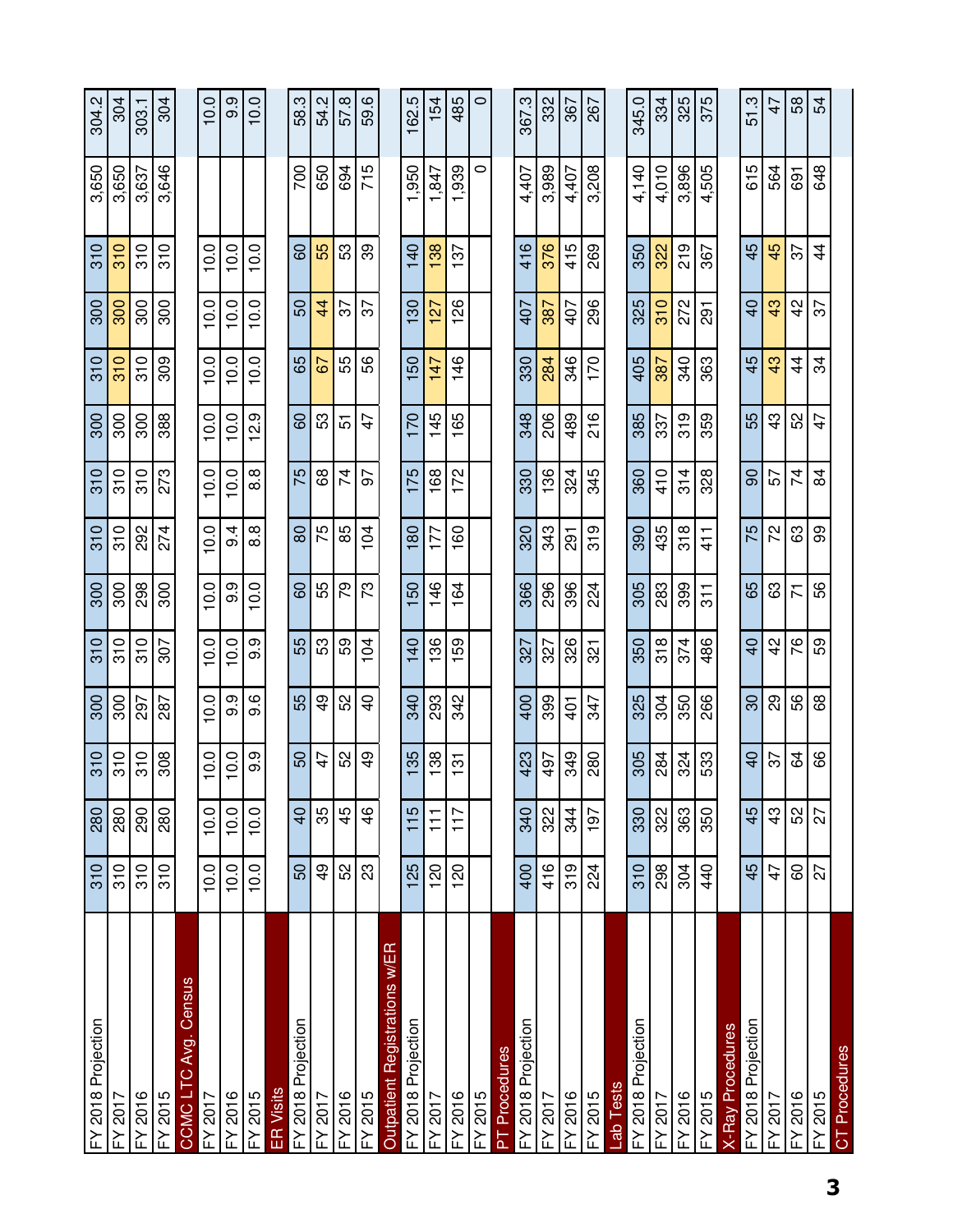| | | | | | | | | | | | | | | |
|---|---|---|---|---|---|---|---|---|---|---|---|---|---|---|
| FY 2018 Projection | 310 | 280 | 310 | 300 | 310 | 300 | 310 | 310 | 300 | 310 | 300 | 310 | 3,650 | 304.2 |
| FY 2017 | 310 | 280 | 310 | 300 | 310 | 300 | 310 | 310 | 300 | 310 | 300 | 310 | 3,650 | 304 |
| FY 2016 | 310 | 290 | 310 | 297 | 310 | 298 | 292 | 310 | 300 | 310 | 300 | 310 | 3,637 | 303.1 |
| FY 2015 | 310 | 280 | 308 | 287 | 307 | 300 | 274 | 273 | 388 | 309 | 300 | 310 | 3,646 | 304 |
| **CCMC LTC Avg. Census** | | | | | | | | | | | | | | |
| FY 2017 | 10.0 | 10.0 | 10.0 | 10.0 | 10.0 | 10.0 | 10.0 | 10.0 | 10.0 | 10.0 | 10.0 | 10.0 | | 10.0 |
| FY 2016 | 10.0 | 10.0 | 10.0 | 9.9 | 10.0 | 9.9 | 9.4 | 10.0 | 10.0 | 10.0 | 10.0 | 10.0 | | 9.9 |
| FY 2015 | 10.0 | 10.0 | 9.9 | 9.6 | 9.9 | 10.0 | 8.8 | 8.8 | 12.9 | 10.0 | 10.0 | 10.0 | | 10.0 |
| **ER Visits** | | | | | | | | | | | | | | |
| FY 2018 Projection | 50 | 40 | 50 | 55 | 55 | 60 | 80 | 75 | 60 | 65 | 50 | 60 | 700 | 58.3 |
| FY 2017 | 49 | 35 | 47 | 49 | 53 | 55 | 75 | 68 | 53 | 67 | 44 | 55 | 650 | 54.2 |
| FY 2016 | 52 | 45 | 52 | 52 | 59 | 79 | 85 | 74 | 51 | 55 | 37 | 53 | 694 | 57.8 |
| FY 2015 | 23 | 46 | 49 | 40 | 104 | 73 | 104 | 97 | 47 | 56 | 37 | 39 | 715 | 59.6 |
| **Outpatient Registrations w/ER** | | | | | | | | | | | | | | |
| FY 2018 Projection | 125 | 115 | 135 | 340 | 140 | 150 | 180 | 175 | 170 | 150 | 130 | 140 | 1,950 | 162.5 |
| FY 2017 | 120 | 111 | 138 | 293 | 136 | 146 | 177 | 168 | 145 | 147 | 127 | 138 | 1,847 | 154 |
| FY 2016 | 120 | 117 | 131 | 342 | 159 | 164 | 160 | 172 | 165 | 146 | 126 | 137 | 1,939 | 485 |
| FY 2015 | | | | | | | | | | | | | 0 | 0 |
| **PT Procedures** | | | | | | | | | | | | | | |
| FY 2018 Projection | 400 | 340 | 423 | 400 | 327 | 366 | 320 | 330 | 348 | 330 | 407 | 416 | 4,407 | 367.3 |
| FY 2017 | 416 | 322 | 497 | 399 | 327 | 296 | 343 | 136 | 206 | 284 | 387 | 376 | 3,989 | 332 |
| FY 2016 | 319 | 344 | 349 | 401 | 326 | 396 | 291 | 324 | 489 | 346 | 407 | 415 | 4,407 | 367 |
| FY 2015 | 224 | 197 | 280 | 347 | 321 | 224 | 319 | 345 | 216 | 170 | 296 | 269 | 3,208 | 267 |
| **Lab Tests** | | | | | | | | | | | | | | |
| FY 2018 Projection | 310 | 330 | 305 | 325 | 350 | 305 | 390 | 360 | 385 | 405 | 325 | 350 | 4,140 | 345.0 |
| FY 2017 | 298 | 322 | 284 | 304 | 318 | 283 | 435 | 410 | 337 | 387 | 310 | 322 | 4,010 | 334 |
| FY 2016 | 304 | 363 | 324 | 350 | 374 | 399 | 318 | 314 | 319 | 340 | 272 | 219 | 3,896 | 325 |
| FY 2015 | 440 | 350 | 533 | 266 | 486 | 311 | 411 | 328 | 359 | 363 | 291 | 367 | 4,505 | 375 |
| **X-Ray Procedures** | | | | | | | | | | | | | | |
| FY 2018 Projection | 45 | 45 | 40 | 30 | 40 | 65 | 75 | 90 | 55 | 45 | 40 | 45 | 615 | 51.3 |
| FY 2017 | 47 | 43 | 37 | 29 | 42 | 63 | 72 | 57 | 43 | 43 | 43 | 45 | 564 | 47 |
| FY 2016 | 60 | 52 | 64 | 56 | 76 | 71 | 63 | 74 | 52 | 44 | 42 | 37 | 691 | 58 |
| FY 2015 | 27 | 27 | 66 | 68 | 59 | 56 | 99 | 84 | 47 | 34 | 37 | 44 | 648 | 54 |
| **CT Procedures** | | | | | | | | | | | | | | |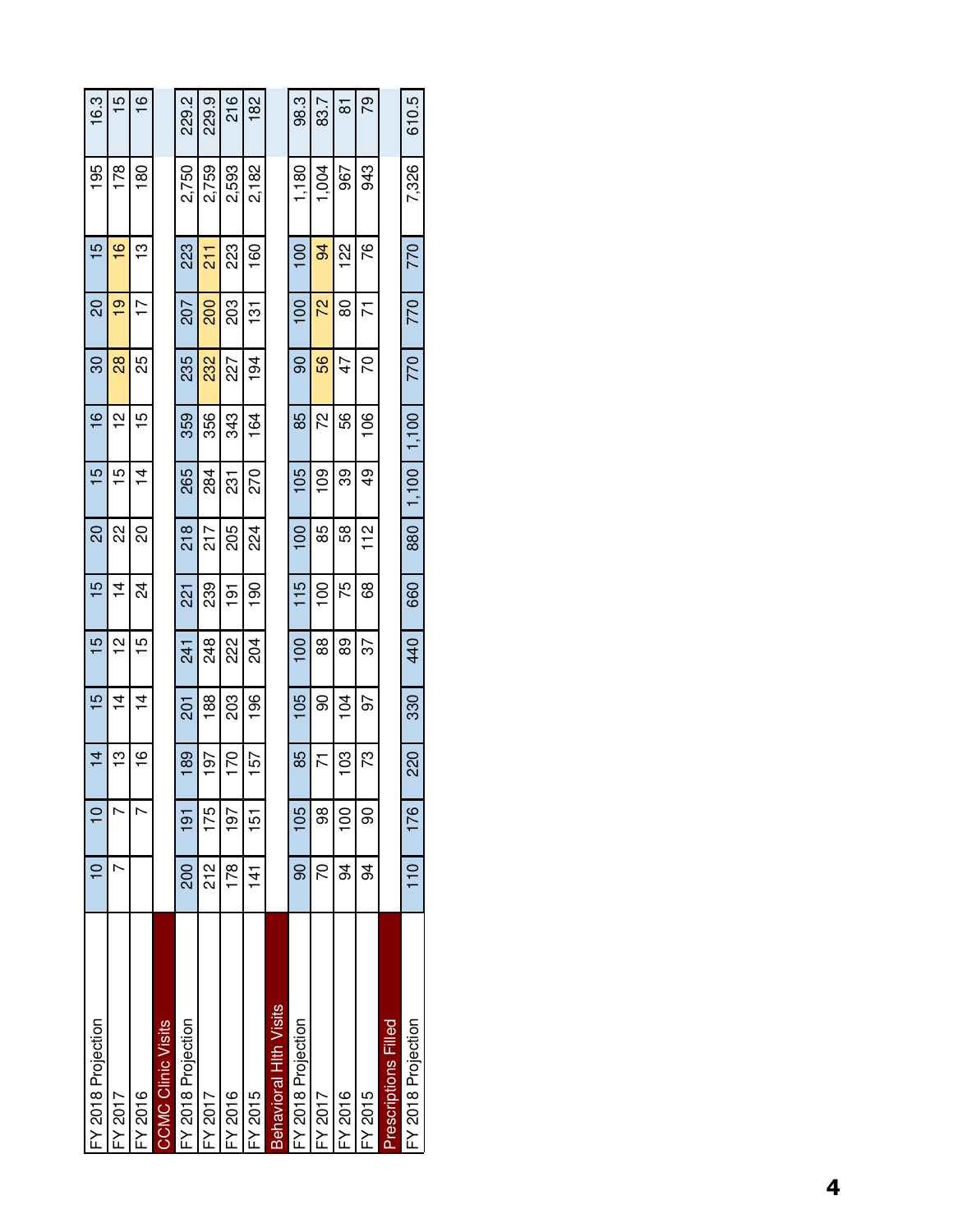| | | | | | | | | | | | | | | |
|---|---|---|---|---|---|---|---|---|---|---|---|---|---|---|
| FY 2018 Projection | 10 | 10 | 14 | 15 | 15 | 15 | 20 | 15 | 16 | 30 | 20 | 15 | 195 | 16.3 |
| FY 2017 | 7 | 7 | 13 | 14 | 12 | 14 | 22 | 15 | 12 | 28 | 19 | 16 | 178 | 15 |
| FY 2016 | | 7 | 16 | 14 | 15 | 24 | 20 | 14 | 15 | 25 | 17 | 13 | 180 | 16 |
| **CCMC Clinic Visits** | | | | | | | | | | | | | | |
| FY 2018 Projection | 200 | 191 | 189 | 201 | 241 | 221 | 218 | 265 | 359 | 235 | 207 | 223 | 2,750 | 229.2 |
| FY 2017 | 212 | 175 | 197 | 188 | 248 | 239 | 217 | 284 | 356 | 232 | 200 | 211 | 2,759 | 229.9 |
| FY 2016 | 178 | 197 | 170 | 203 | 222 | 191 | 205 | 231 | 343 | 227 | 203 | 223 | 2,593 | 216 |
| FY 2015 | 141 | 151 | 157 | 196 | 204 | 190 | 224 | 270 | 164 | 194 | 131 | 160 | 2,182 | 182 |
| **Behavioral Hlth Visits** | | | | | | | | | | | | | | |
| FY 2018 Projection | 90 | 105 | 85 | 105 | 100 | 115 | 100 | 105 | 85 | 90 | 100 | 100 | 1,180 | 98.3 |
| FY 2017 | 70 | 98 | 71 | 90 | 88 | 100 | 85 | 109 | 72 | 56 | 72 | 94 | 1,004 | 83.7 |
| FY 2016 | 94 | 100 | 103 | 104 | 89 | 75 | 58 | 39 | 56 | 47 | 80 | 122 | 967 | 81 |
| FY 2015 | 94 | 90 | 73 | 97 | 37 | 68 | 112 | 49 | 106 | 70 | 71 | 76 | 943 | 79 |
| **Prescriptions Filled** | | | | | | | | | | | | | | |
| FY 2018 Projection | 110 | 176 | 220 | 330 | 440 | 660 | 880 | 1,100 | 1,100 | 770 | 770 | 770 | 7,326 | 610.5 |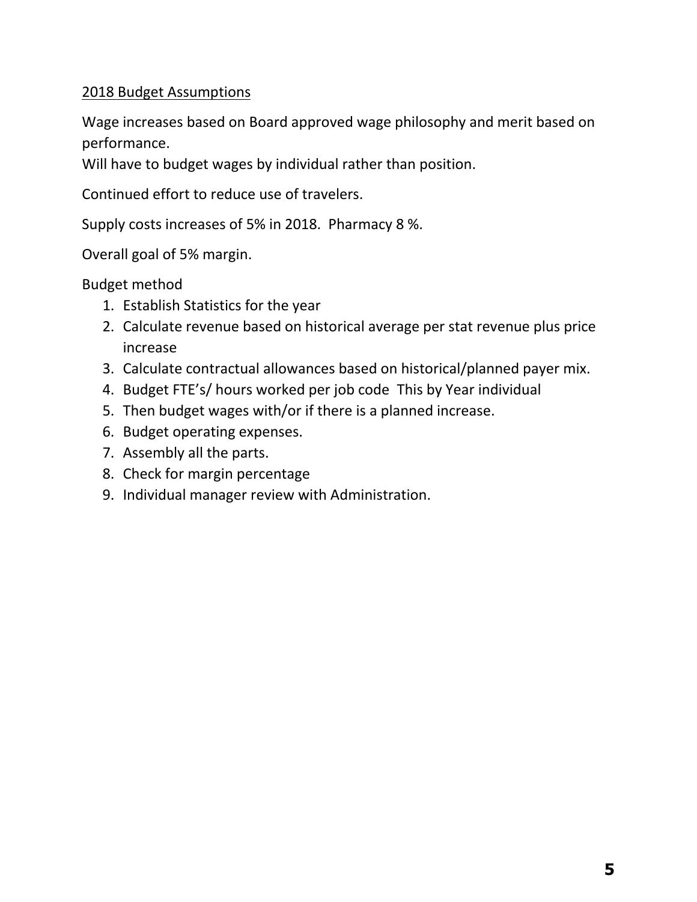## 2018 Budget Assumptions

Wage increases based on Board approved wage philosophy and merit based on performance.
Will have to budget wages by individual rather than position.

Continued effort to reduce use of travelers.

Supply costs increases of 5% in 2018. Pharmacy 8 %.

Overall goal of 5% margin.

Budget method

1. Establish Statistics for the year
2. Calculate revenue based on historical average per stat revenue plus price increase
3. Calculate contractual allowances based on historical/planned payer mix.
4. Budget FTE's/ hours worked per job code This by Year individual
5. Then budget wages with/or if there is a planned increase.
6. Budget operating expenses.
7. Assembly all the parts.
8. Check for margin percentage
9. Individual manager review with Administration.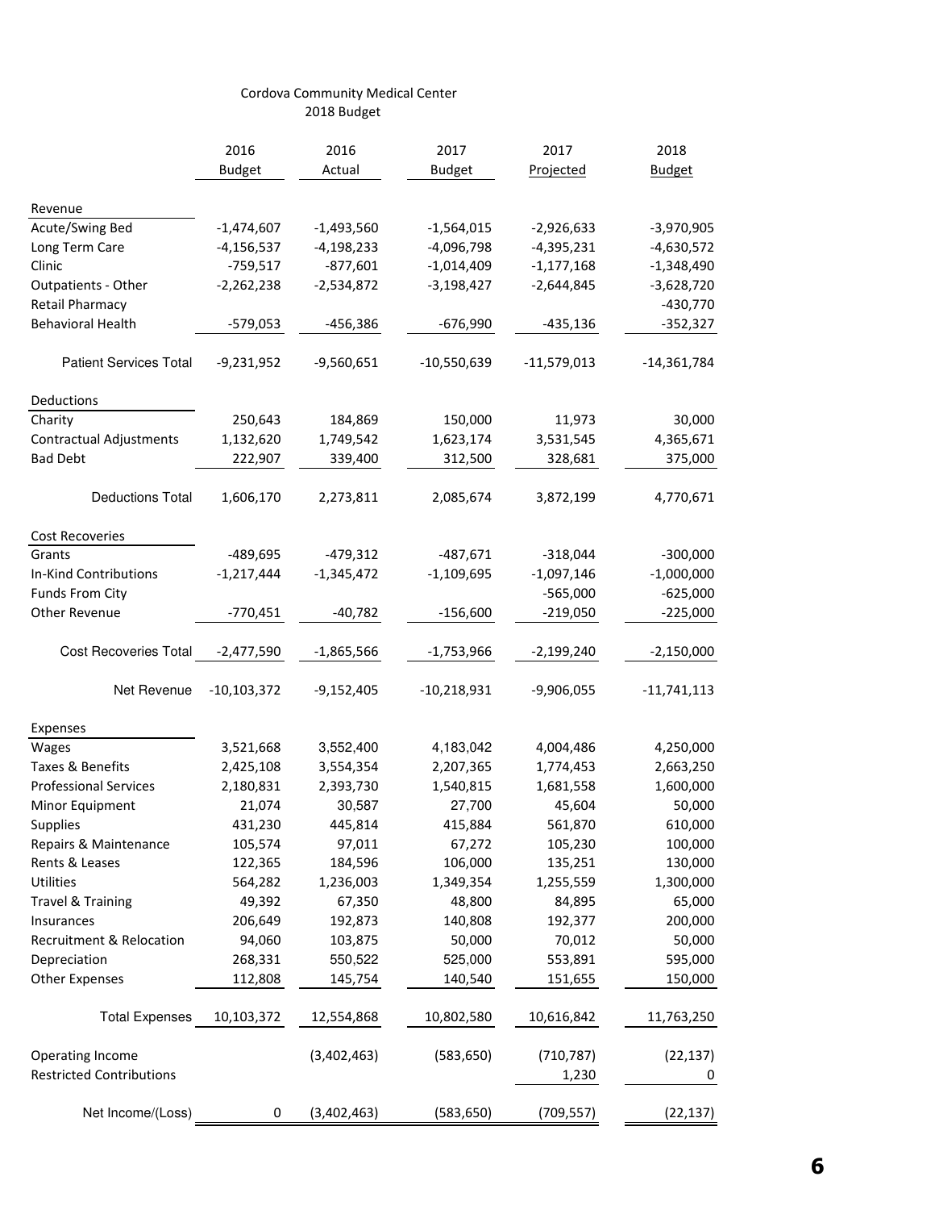Cordova Community Medical Center
2018 Budget

| | 2016 Budget | 2016 Actual | 2017 Budget | 2017 Projected | 2018 Budget |
|---|---|---|---|---|---|
| **Revenue** | | | | | |
| Acute/Swing Bed | -1,474,607 | -1,493,560 | -1,564,015 | -2,926,633 | -3,970,905 |
| Long Term Care | -4,156,537 | -4,198,233 | -4,096,798 | -4,395,231 | -4,630,572 |
| Clinic | -759,517 | -877,601 | -1,014,409 | -1,177,168 | -1,348,490 |
| Outpatients - Other | -2,262,238 | -2,534,872 | -3,198,427 | -2,644,845 | -3,628,720 |
| Retail Pharmacy | | | | | -430,770 |
| Behavioral Health | -579,053 | -456,386 | -676,990 | -435,136 | -352,327 |
| Patient Services Total | -9,231,952 | -9,560,651 | -10,550,639 | -11,579,013 | -14,361,784 |
| **Deductions** | | | | | |
| Charity | 250,643 | 184,869 | 150,000 | 11,973 | 30,000 |
| Contractual Adjustments | 1,132,620 | 1,749,542 | 1,623,174 | 3,531,545 | 4,365,671 |
| Bad Debt | 222,907 | 339,400 | 312,500 | 328,681 | 375,000 |
| Deductions Total | 1,606,170 | 2,273,811 | 2,085,674 | 3,872,199 | 4,770,671 |
| **Cost Recoveries** | | | | | |
| Grants | -489,695 | -479,312 | -487,671 | -318,044 | -300,000 |
| In-Kind Contributions | -1,217,444 | -1,345,472 | -1,109,695 | -1,097,146 | -1,000,000 |
| Funds From City | | | | -565,000 | -625,000 |
| Other Revenue | -770,451 | -40,782 | -156,600 | -219,050 | -225,000 |
| Cost Recoveries Total | -2,477,590 | -1,865,566 | -1,753,966 | -2,199,240 | -2,150,000 |
| Net Revenue | -10,103,372 | -9,152,405 | -10,218,931 | -9,906,055 | -11,741,113 |
| **Expenses** | | | | | |
| Wages | 3,521,668 | 3,552,400 | 4,183,042 | 4,004,486 | 4,250,000 |
| Taxes & Benefits | 2,425,108 | 3,554,354 | 2,207,365 | 1,774,453 | 2,663,250 |
| Professional Services | 2,180,831 | 2,393,730 | 1,540,815 | 1,681,558 | 1,600,000 |
| Minor Equipment | 21,074 | 30,587 | 27,700 | 45,604 | 50,000 |
| Supplies | 431,230 | 445,814 | 415,884 | 561,870 | 610,000 |
| Repairs & Maintenance | 105,574 | 97,011 | 67,272 | 105,230 | 100,000 |
| Rents & Leases | 122,365 | 184,596 | 106,000 | 135,251 | 130,000 |
| Utilities | 564,282 | 1,236,003 | 1,349,354 | 1,255,559 | 1,300,000 |
| Travel & Training | 49,392 | 67,350 | 48,800 | 84,895 | 65,000 |
| Insurances | 206,649 | 192,873 | 140,808 | 192,377 | 200,000 |
| Recruitment & Relocation | 94,060 | 103,875 | 50,000 | 70,012 | 50,000 |
| Depreciation | 268,331 | 550,522 | 525,000 | 553,891 | 595,000 |
| Other Expenses | 112,808 | 145,754 | 140,540 | 151,655 | 150,000 |
| Total Expenses | 10,103,372 | 12,554,868 | 10,802,580 | 10,616,842 | 11,763,250 |
| Operating Income | | (3,402,463) | (583,650) | (710,787) | (22,137) |
| Restricted Contributions | | | | 1,230 | 0 |
| Net Income/(Loss) | 0 | (3,402,463) | (583,650) | (709,557) | (22,137) |